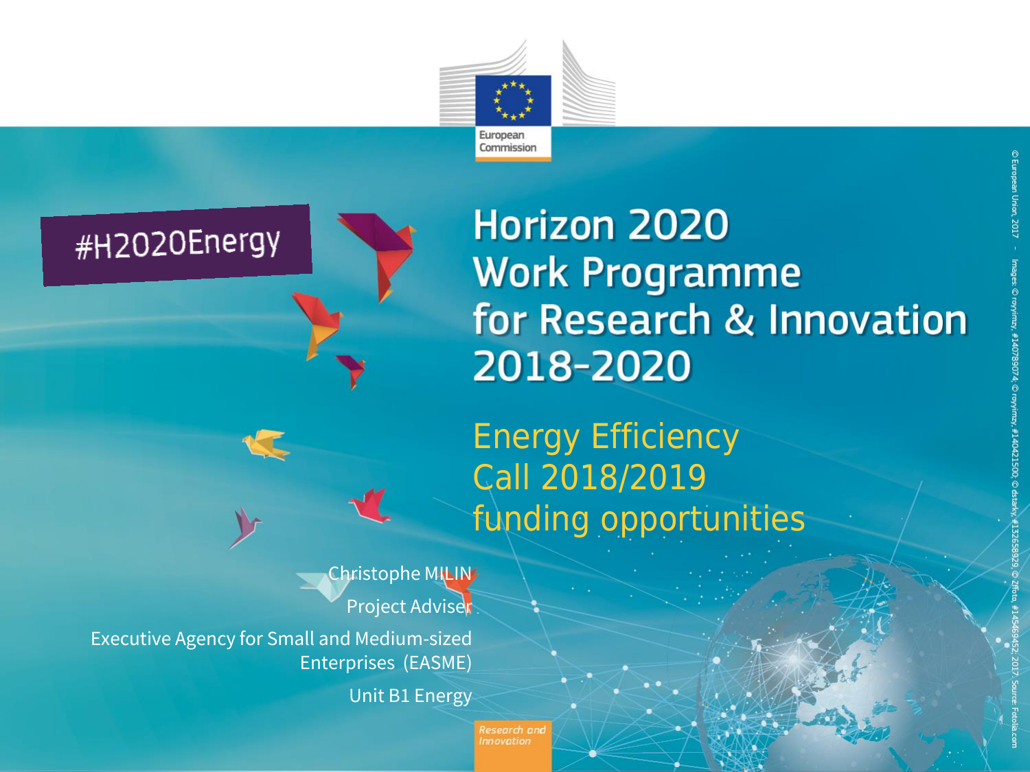European Commission

#H2020Energy

# Horizon 2020 Work Programme for Research & Innovation 2018-2020

## Energy Efficiency Call 2018/2019 funding opportunities

Christophe MILIN

Project Adviser

Executive Agency for Small and Medium-sized Enterprises (EASME)

Unit B1 Energy

Research and Innovation

© European Union, 2017 - Images: © roylimzy, #140789074; © roylimzy, #140421500; © dstarky, #132658929; © Zffoto, #145469452. 2017. Source: Fotolia.com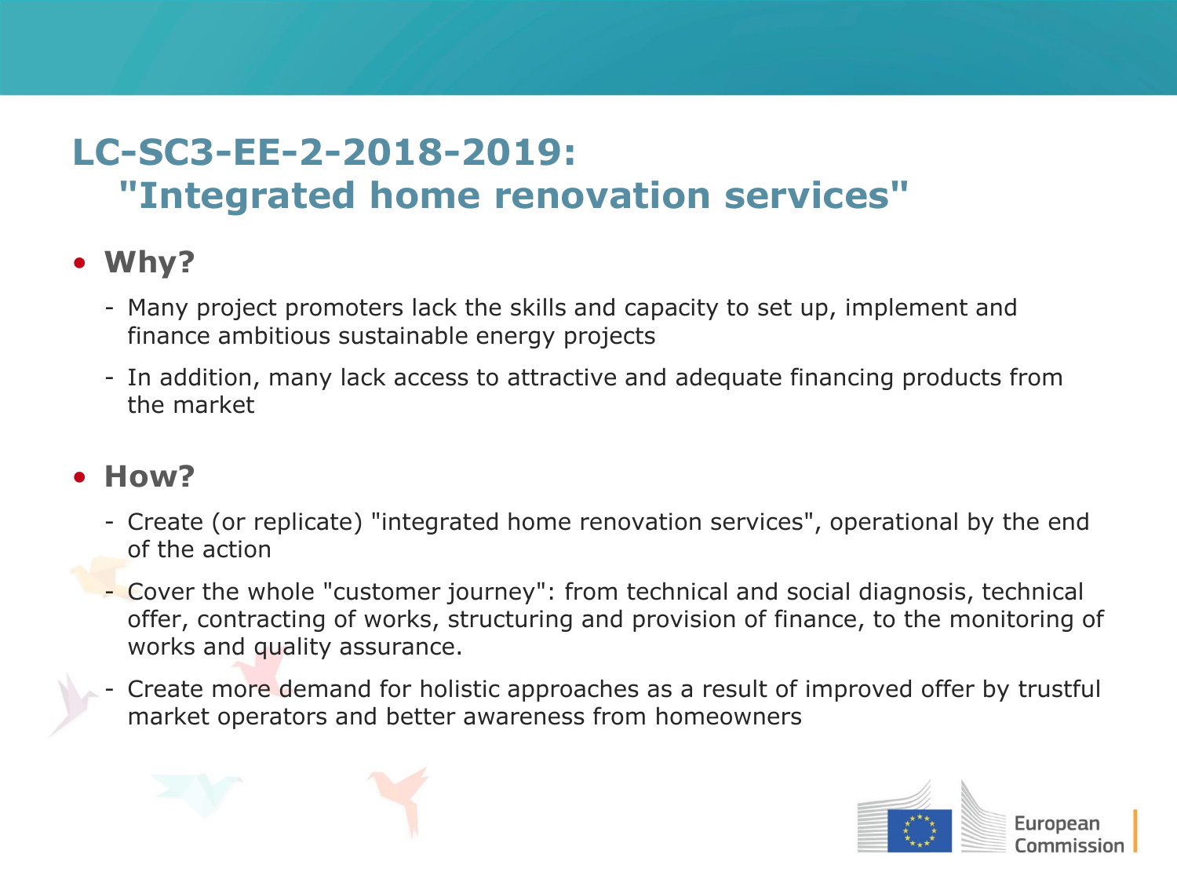# LC-SC3-EE-2-2018-2019: "Integrated home renovation services"

- **Why?**
  - Many project promoters lack the skills and capacity to set up, implement and finance ambitious sustainable energy projects
  - In addition, many lack access to attractive and adequate financing products from the market

- **How?**
  - Create (or replicate) "integrated home renovation services", operational by the end of the action
  - Cover the whole "customer journey": from technical and social diagnosis, technical offer, contracting of works, structuring and provision of finance, to the monitoring of works and quality assurance.
  - Create more demand for holistic approaches as a result of improved offer by trustful market operators and better awareness from homeowners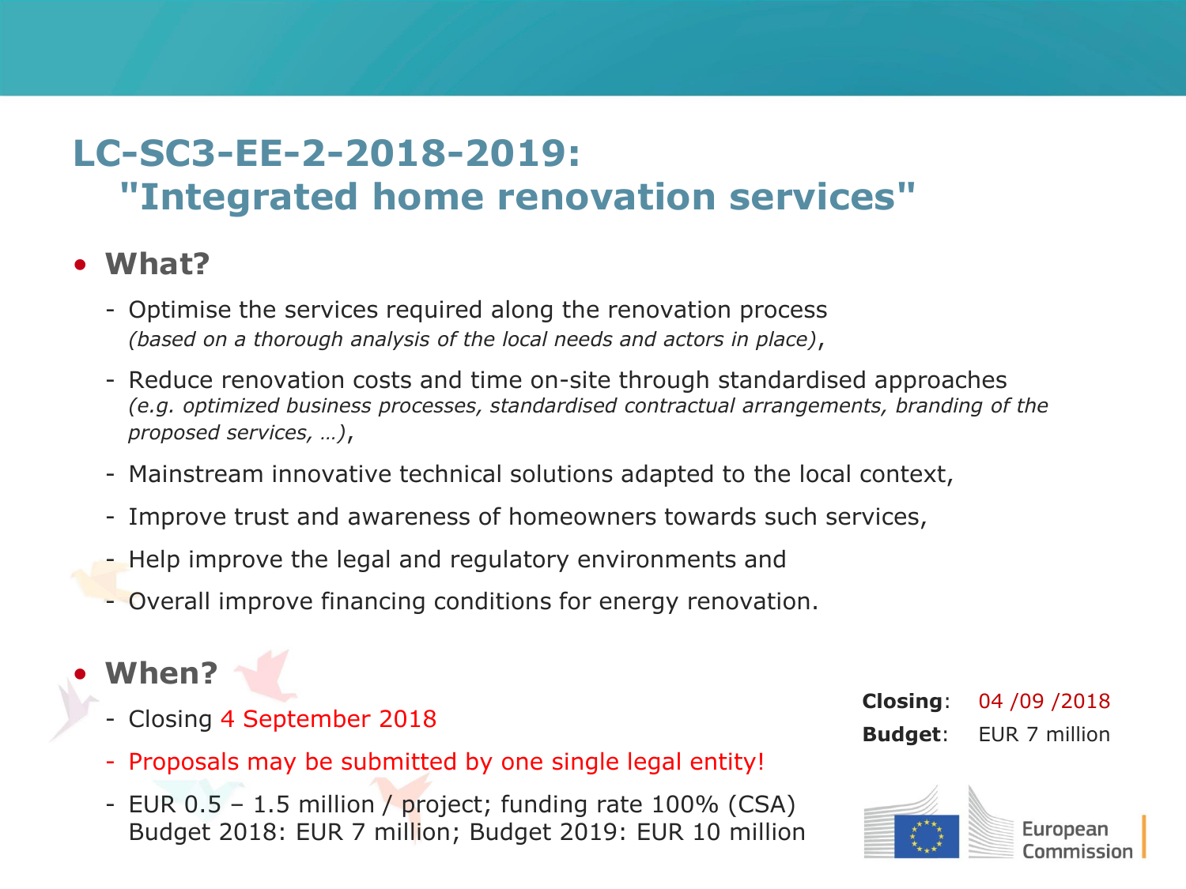# LC-SC3-EE-2-2018-2019: "Integrated home renovation services"

- **What?**
  - Optimise the services required along the renovation process *(based on a thorough analysis of the local needs and actors in place)*,
  - Reduce renovation costs and time on-site through standardised approaches *(e.g. optimized business processes, standardised contractual arrangements, branding of the proposed services, …)*,
  - Mainstream innovative technical solutions adapted to the local context,
  - Improve trust and awareness of homeowners towards such services,
  - Help improve the legal and regulatory environments and
  - Overall improve financing conditions for energy renovation.

- **When?**
  - Closing 4 September 2018
  - Proposals may be submitted by one single legal entity!
  - EUR 0.5 – 1.5 million / project; funding rate 100% (CSA) Budget 2018: EUR 7 million; Budget 2019: EUR 10 million

**Closing**: 04 /09 /2018

**Budget**: EUR 7 million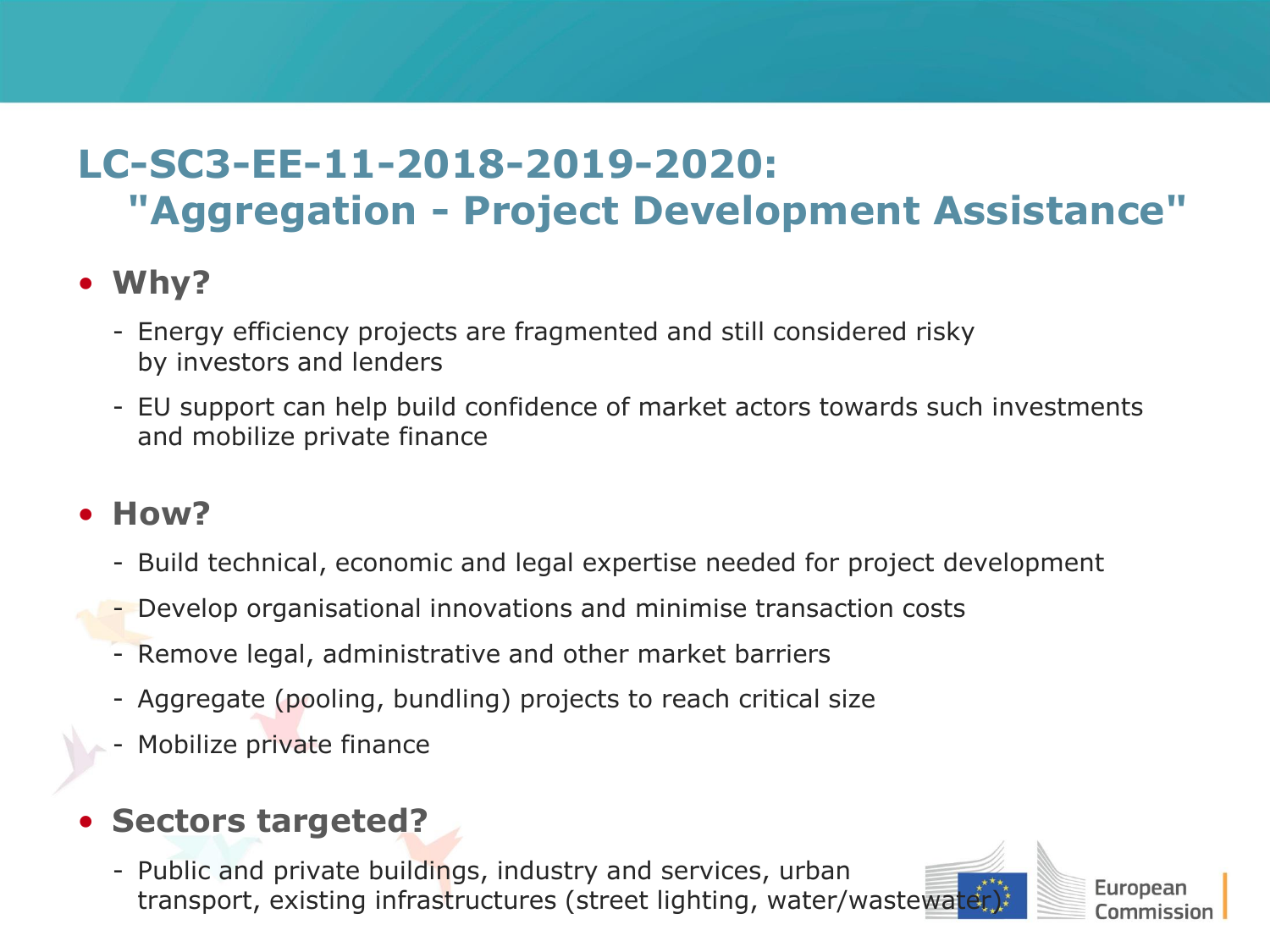# LC-SC3-EE-11-2018-2019-2020: "Aggregation - Project Development Assistance"

- **Why?**
  - Energy efficiency projects are fragmented and still considered risky by investors and lenders
  - EU support can help build confidence of market actors towards such investments and mobilize private finance

- **How?**
  - Build technical, economic and legal expertise needed for project development
  - Develop organisational innovations and minimise transaction costs
  - Remove legal, administrative and other market barriers
  - Aggregate (pooling, bundling) projects to reach critical size
  - Mobilize private finance

- **Sectors targeted?**
  - Public and private buildings, industry and services, urban transport, existing infrastructures (street lighting, water/wastewater)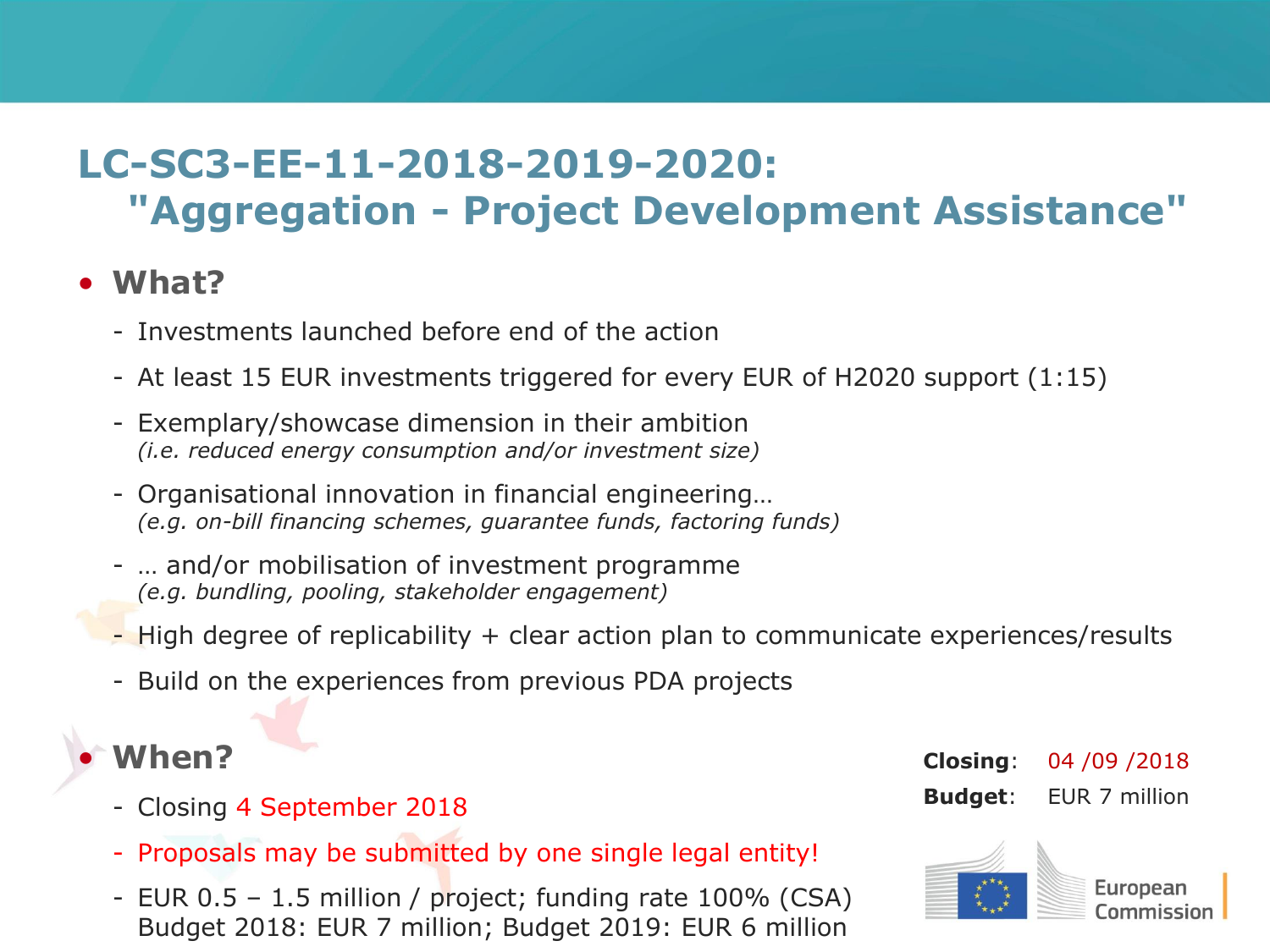# LC-SC3-EE-11-2018-2019-2020: "Aggregation - Project Development Assistance"

- **What?**
  - Investments launched before end of the action
  - At least 15 EUR investments triggered for every EUR of H2020 support (1:15)
  - Exemplary/showcase dimension in their ambition
    *(i.e. reduced energy consumption and/or investment size)*
  - Organisational innovation in financial engineering…
    *(e.g. on-bill financing schemes, guarantee funds, factoring funds)*
  - … and/or mobilisation of investment programme
    *(e.g. bundling, pooling, stakeholder engagement)*
  - High degree of replicability + clear action plan to communicate experiences/results
  - Build on the experiences from previous PDA projects

- **When?**
  - Closing 4 September 2018
  - Proposals may be submitted by one single legal entity!
  - EUR 0.5 – 1.5 million / project; funding rate 100% (CSA)
    Budget 2018: EUR 7 million; Budget 2019: EUR 6 million

**Closing**: 04 /09 /2018
**Budget**: EUR 7 million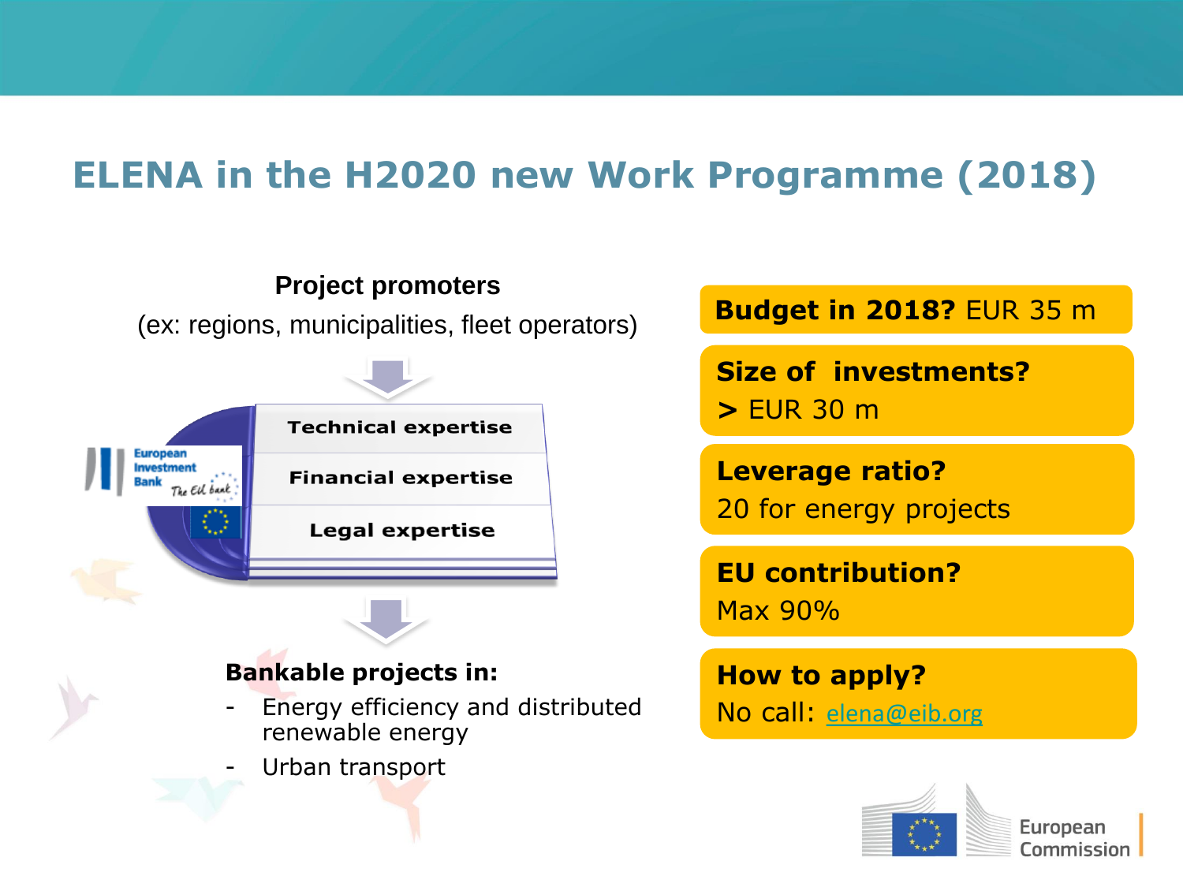# ELENA in the H2020 new Work Programme (2018)

**Project promoters**

(ex: regions, municipalities, fleet operators)

- Technical expertise
- Financial expertise
- Legal expertise

**Bankable projects in:**

- Energy efficiency and distributed renewable energy
- Urban transport

**Budget in 2018?** EUR 35 m

**Size of investments?**
**>** EUR 30 m

**Leverage ratio?**
20 for energy projects

**EU contribution?**
Max 90%

**How to apply?**
No call: elena@eib.org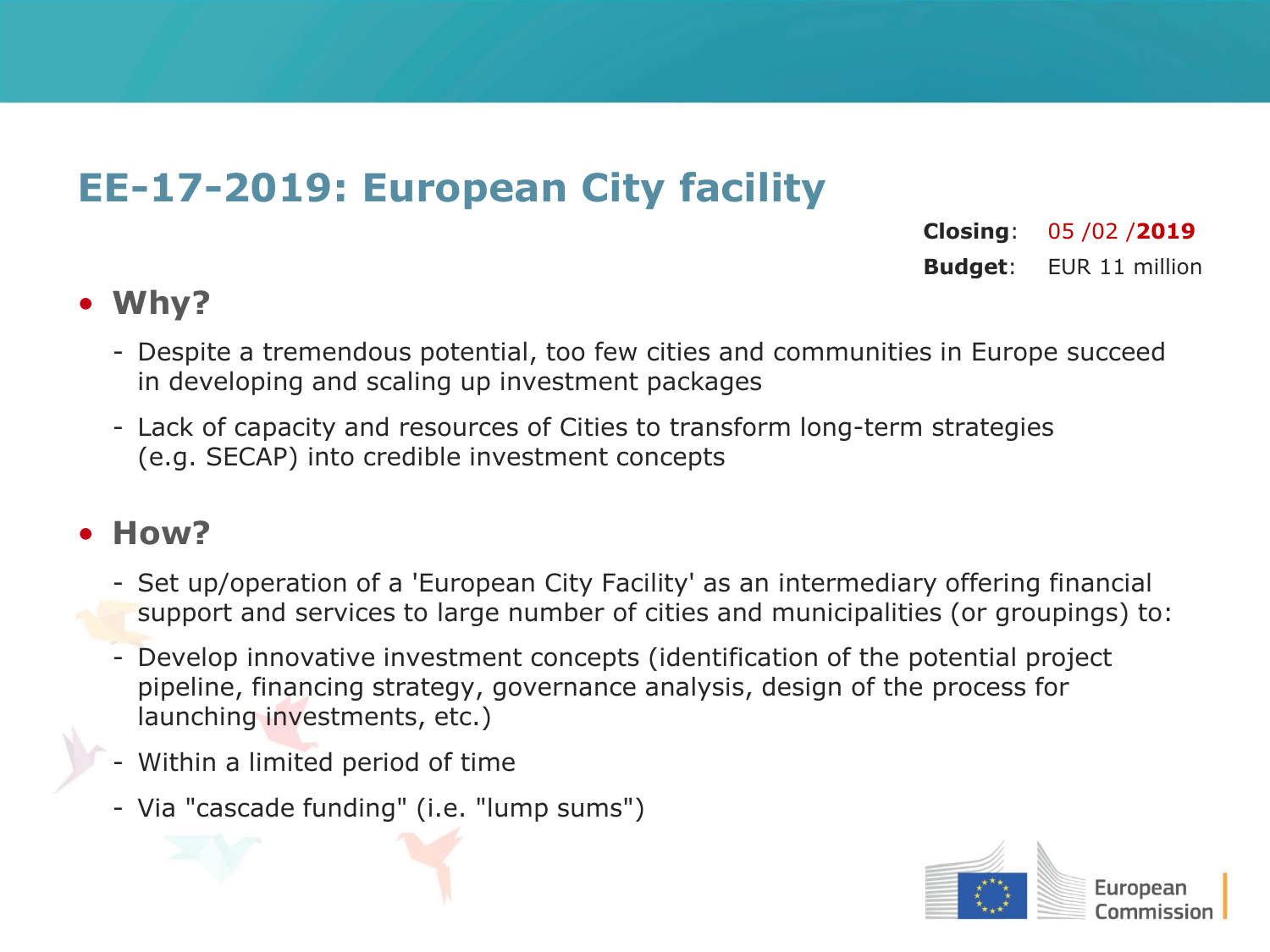# EE-17-2019: European City facility

**Closing**: 05 /02 /**2019**

**Budget**: EUR 11 million

- **Why?**
  - Despite a tremendous potential, too few cities and communities in Europe succeed in developing and scaling up investment packages
  - Lack of capacity and resources of Cities to transform long-term strategies (e.g. SECAP) into credible investment concepts

- **How?**
  - Set up/operation of a 'European City Facility' as an intermediary offering financial support and services to large number of cities and municipalities (or groupings) to:
  - Develop innovative investment concepts (identification of the potential project pipeline, financing strategy, governance analysis, design of the process for launching investments, etc.)
  - Within a limited period of time
  - Via "cascade funding" (i.e. "lump sums")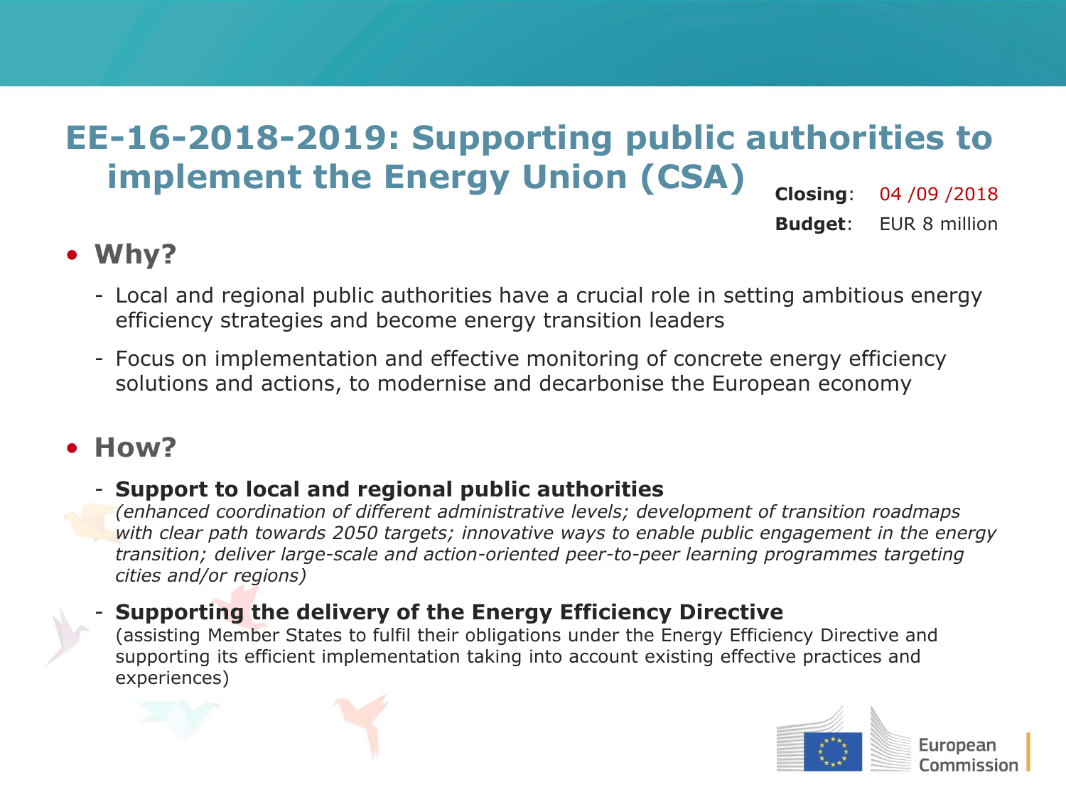# EE-16-2018-2019: Supporting public authorities to implement the Energy Union (CSA)

**Closing**: 04 /09 /2018

**Budget**: EUR 8 million

- **Why?**
  - Local and regional public authorities have a crucial role in setting ambitious energy efficiency strategies and become energy transition leaders
  - Focus on implementation and effective monitoring of concrete energy efficiency solutions and actions, to modernise and decarbonise the European economy

- **How?**
  - **Support to local and regional public authorities**
    *(enhanced coordination of different administrative levels; development of transition roadmaps with clear path towards 2050 targets; innovative ways to enable public engagement in the energy transition; deliver large-scale and action-oriented peer-to-peer learning programmes targeting cities and/or regions)*
  - **Supporting the delivery of the Energy Efficiency Directive**
    (assisting Member States to fulfil their obligations under the Energy Efficiency Directive and supporting its efficient implementation taking into account existing effective practices and experiences)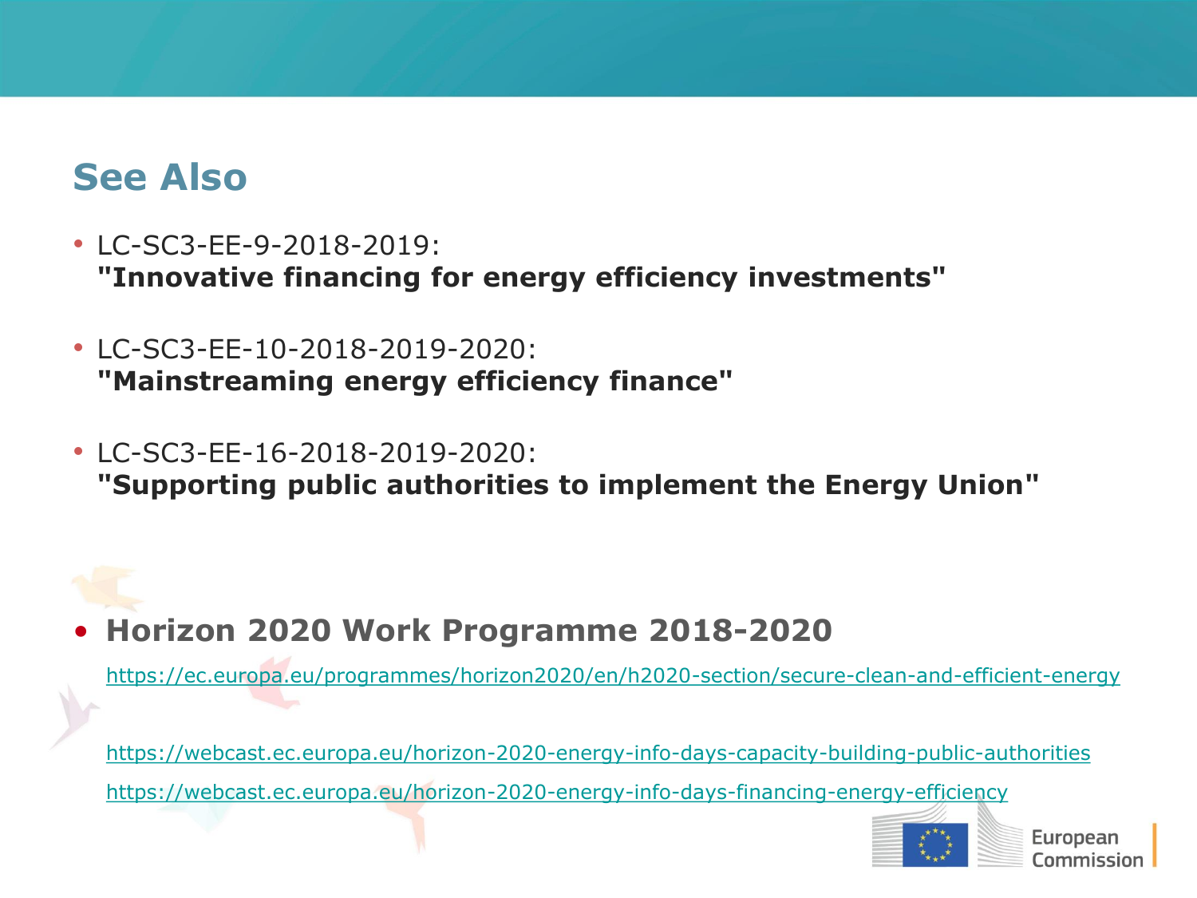## See Also

- LC-SC3-EE-9-2018-2019:
  **"Innovative financing for energy efficiency investments"**

- LC-SC3-EE-10-2018-2019-2020:
  **"Mainstreaming energy efficiency finance"**

- LC-SC3-EE-16-2018-2019-2020:
  **"Supporting public authorities to implement the Energy Union"**

- **Horizon 2020 Work Programme 2018-2020**

  https://ec.europa.eu/programmes/horizon2020/en/h2020-section/secure-clean-and-efficient-energy

  https://webcast.ec.europa.eu/horizon-2020-energy-info-days-capacity-building-public-authorities

  https://webcast.ec.europa.eu/horizon-2020-energy-info-days-financing-energy-efficiency

European Commission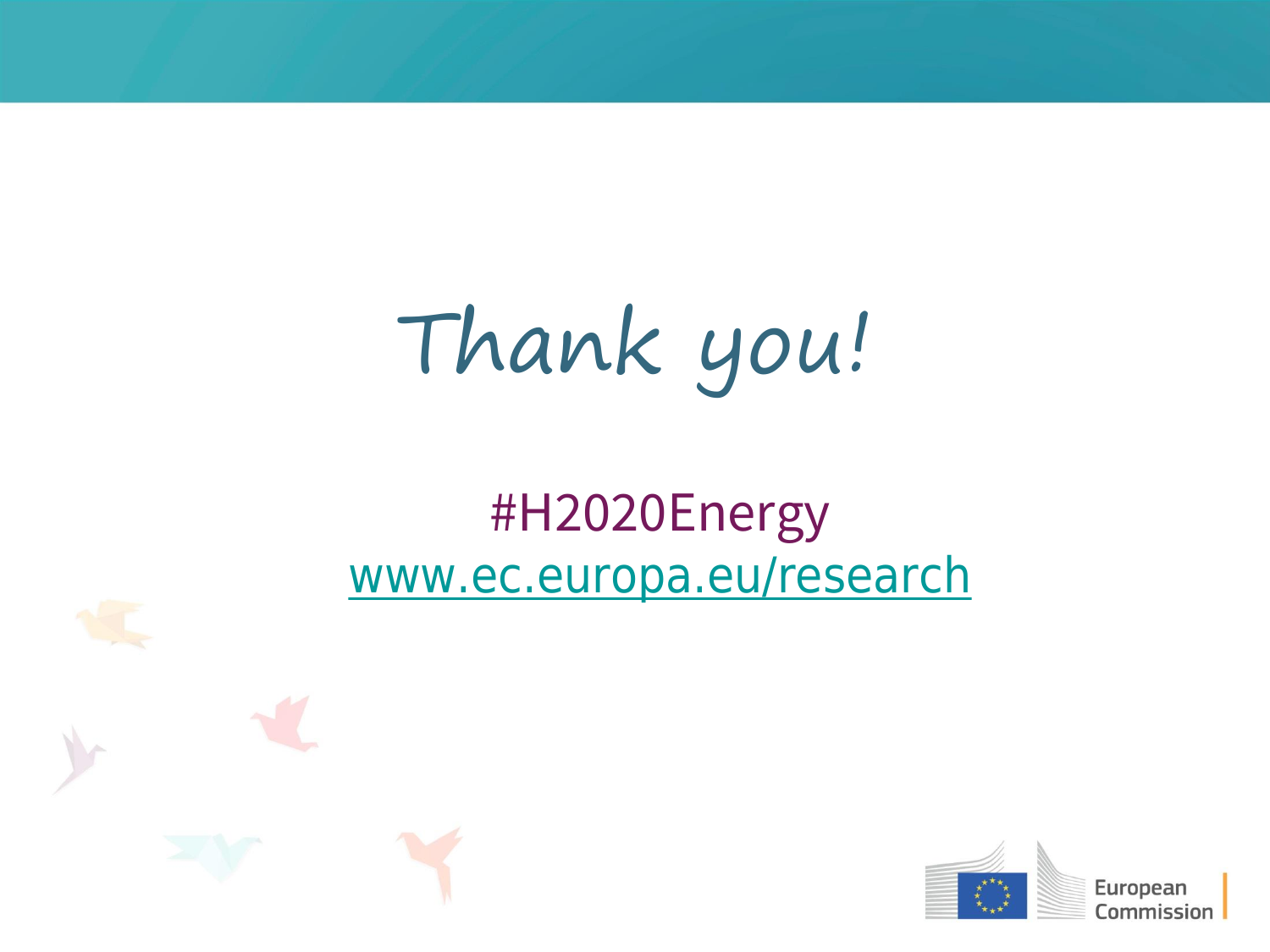# Thank you!

#H2020Energy

[www.ec.europa.eu/research](http://www.ec.europa.eu/research)

European Commission